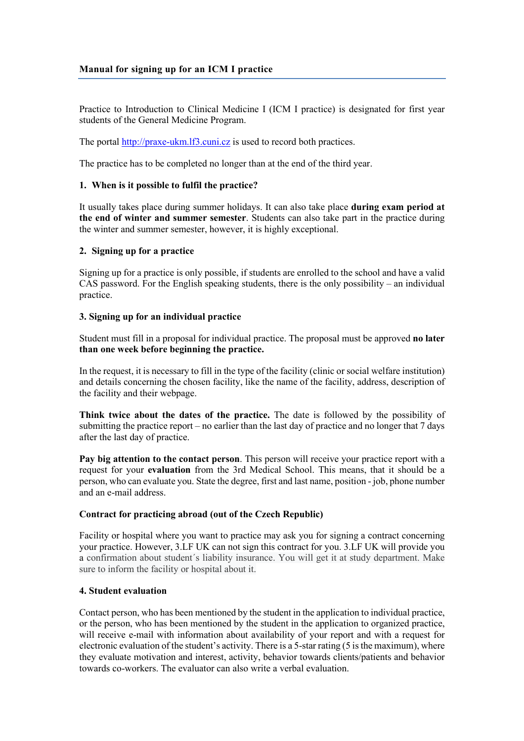## Manual for signing up for an ICM I practice

Practice to Introduction to Clinical Medicine I (ICM I practice) is designated for first year students of the General Medicine Program.

The portal [http://praxe-ukm.lf3.cuni.cz](http://praxe-ukm.lf3.cuni.cz) is used to record both practices.

The practice has to be completed no longer than at the end of the third year.

### 1. When is it possible to fulfil the practice?

It usually takes place during summer holidays. It can also take place **during exam period at the end of winter and summer semester**. Students can also take part in the practice during the winter and summer semester, however, it is highly exceptional.

### 2. Signing up for a practice

Signing up for a practice is only possible, if students are enrolled to the school and have a valid CAS password. For the English speaking students, there is the only possibility – an individual practice.

### 3. Signing up for an individual practice

Student must fill in a proposal for individual practice. The proposal must be approved **no later than one week before beginning the practice.**

In the request, it is necessary to fill in the type of the facility (clinic or social welfare institution) and details concerning the chosen facility, like the name of the facility, address, description of the facility and their webpage.

**Think twice about the dates of the practice.** The date is followed by the possibility of submitting the practice report – no earlier than the last day of practice and no longer that 7 days after the last day of practice.

**Pay big attention to the contact person**. This person will receive your practice report with a request for your **evaluation** from the 3rd Medical School. This means, that it should be a person, who can evaluate you. State the degree, first and last name, position - job, phone number and an e-mail address.

**Contract for practicing abroad (out of the Czech Republic)**

Facility or hospital where you want to practice may ask you for signing a contract concerning your practice. However, 3.LF UK can not sign this contract for you. 3.LF UK will provide you a confirmation about student´s liability insurance. You will get it at study department. Make sure to inform the facility or hospital about it.

### 4. Student evaluation

Contact person, who has been mentioned by the student in the application to individual practice, or the person, who has been mentioned by the student in the application to organized practice, will receive e-mail with information about availability of your report and with a request for electronic evaluation of the student's activity. There is a 5-star rating (5 is the maximum), where they evaluate motivation and interest, activity, behavior towards clients/patients and behavior towards co-workers. The evaluator can also write a verbal evaluation.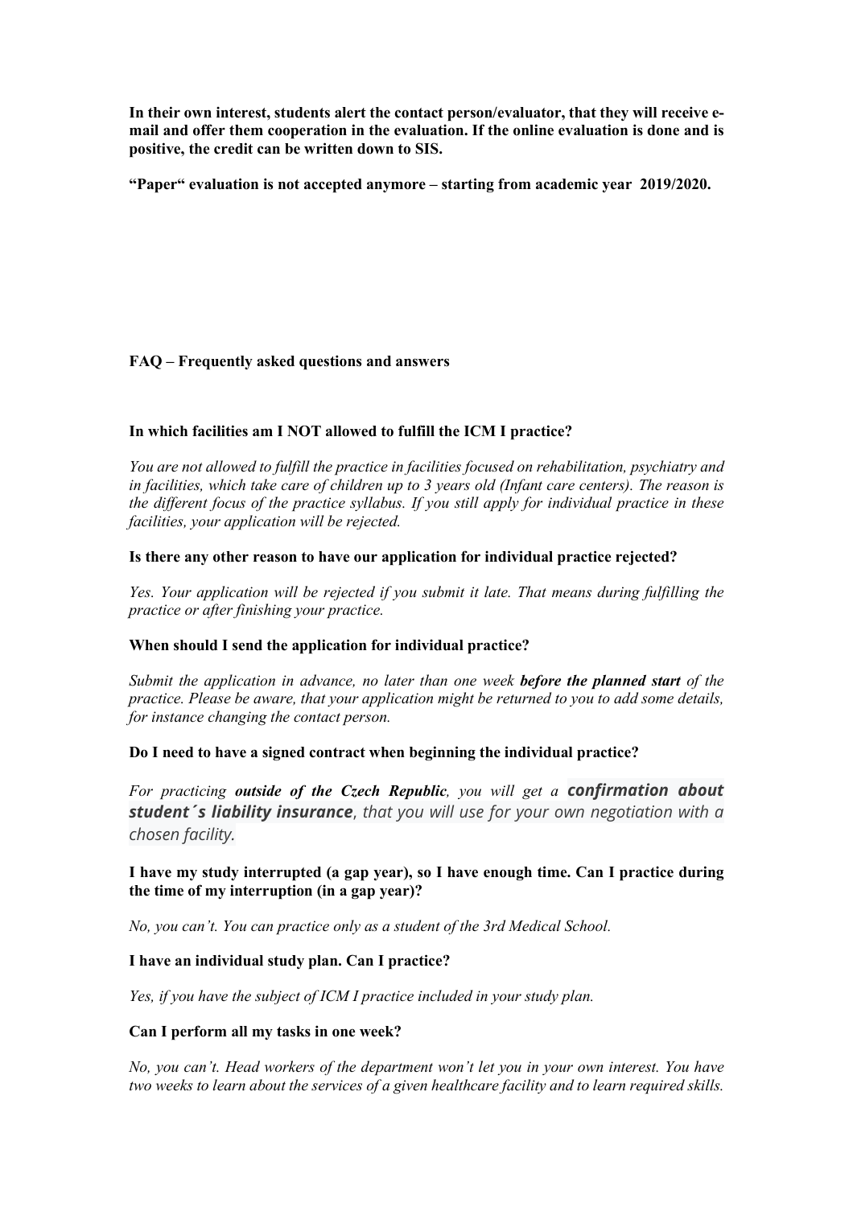**In their own interest, students alert the contact person/evaluator, that they will receive e-mail and offer them cooperation in the evaluation. If the online evaluation is done and is positive, the credit can be written down to SIS.**

**"Paper" evaluation is not accepted anymore – starting from academic year 2019/2020.**

## FAQ – Frequently asked questions and answers

**In which facilities am I NOT allowed to fulfill the ICM I practice?**

*You are not allowed to fulfill the practice in facilities focused on rehabilitation, psychiatry and in facilities, which take care of children up to 3 years old (Infant care centers). The reason is the different focus of the practice syllabus. If you still apply for individual practice in these facilities, your application will be rejected.*

**Is there any other reason to have our application for individual practice rejected?**

*Yes. Your application will be rejected if you submit it late. That means during fulfilling the practice or after finishing your practice.*

**When should I send the application for individual practice?**

*Submit the application in advance, no later than one week* ***before the planned start*** *of the practice. Please be aware, that your application might be returned to you to add some details, for instance changing the contact person.*

**Do I need to have a signed contract when beginning the individual practice?**

*For practicing* ***outside of the Czech Republic****, you will get a* ***confirmation about student´s liability insurance****, that you will use for your own negotiation with a chosen facility.*

**I have my study interrupted (a gap year), so I have enough time. Can I practice during the time of my interruption (in a gap year)?**

*No, you can't. You can practice only as a student of the 3rd Medical School.*

**I have an individual study plan. Can I practice?**

*Yes, if you have the subject of ICM I practice included in your study plan.*

**Can I perform all my tasks in one week?**

*No, you can't. Head workers of the department won't let you in your own interest. You have two weeks to learn about the services of a given healthcare facility and to learn required skills.*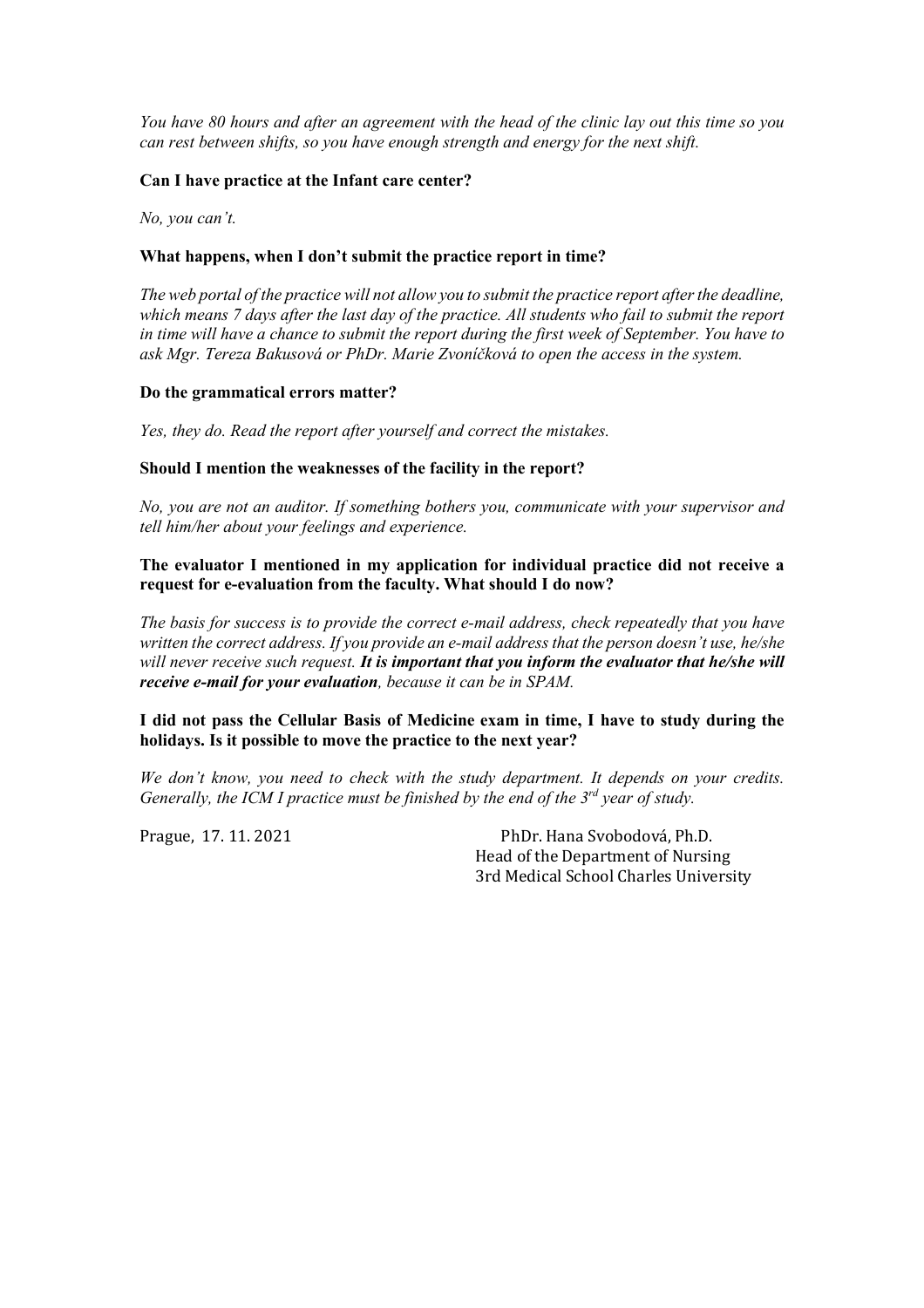*You have 80 hours and after an agreement with the head of the clinic lay out this time so you can rest between shifts, so you have enough strength and energy for the next shift.*

**Can I have practice at the Infant care center?**

*No, you can't.*

**What happens, when I don't submit the practice report in time?**

*The web portal of the practice will not allow you to submit the practice report after the deadline, which means 7 days after the last day of the practice. All students who fail to submit the report in time will have a chance to submit the report during the first week of September. You have to ask Mgr. Tereza Bakusová or PhDr. Marie Zvoníčková to open the access in the system.*

**Do the grammatical errors matter?**

*Yes, they do. Read the report after yourself and correct the mistakes.*

**Should I mention the weaknesses of the facility in the report?**

*No, you are not an auditor. If something bothers you, communicate with your supervisor and tell him/her about your feelings and experience.*

**The evaluator I mentioned in my application for individual practice did not receive a request for e-evaluation from the faculty. What should I do now?**

*The basis for success is to provide the correct e-mail address, check repeatedly that you have written the correct address. If you provide an e-mail address that the person doesn't use, he/she will never receive such request.* ***It is important that you inform the evaluator that he/she will receive e-mail for your evaluation****, because it can be in SPAM.*

**I did not pass the Cellular Basis of Medicine exam in time, I have to study during the holidays. Is it possible to move the practice to the next year?**

*We don't know, you need to check with the study department. It depends on your credits. Generally, the ICM I practice must be finished by the end of the 3rd year of study.*

Prague, 17. 11. 2021

PhDr. Hana Svobodová, Ph.D.
Head of the Department of Nursing
3rd Medical School Charles University